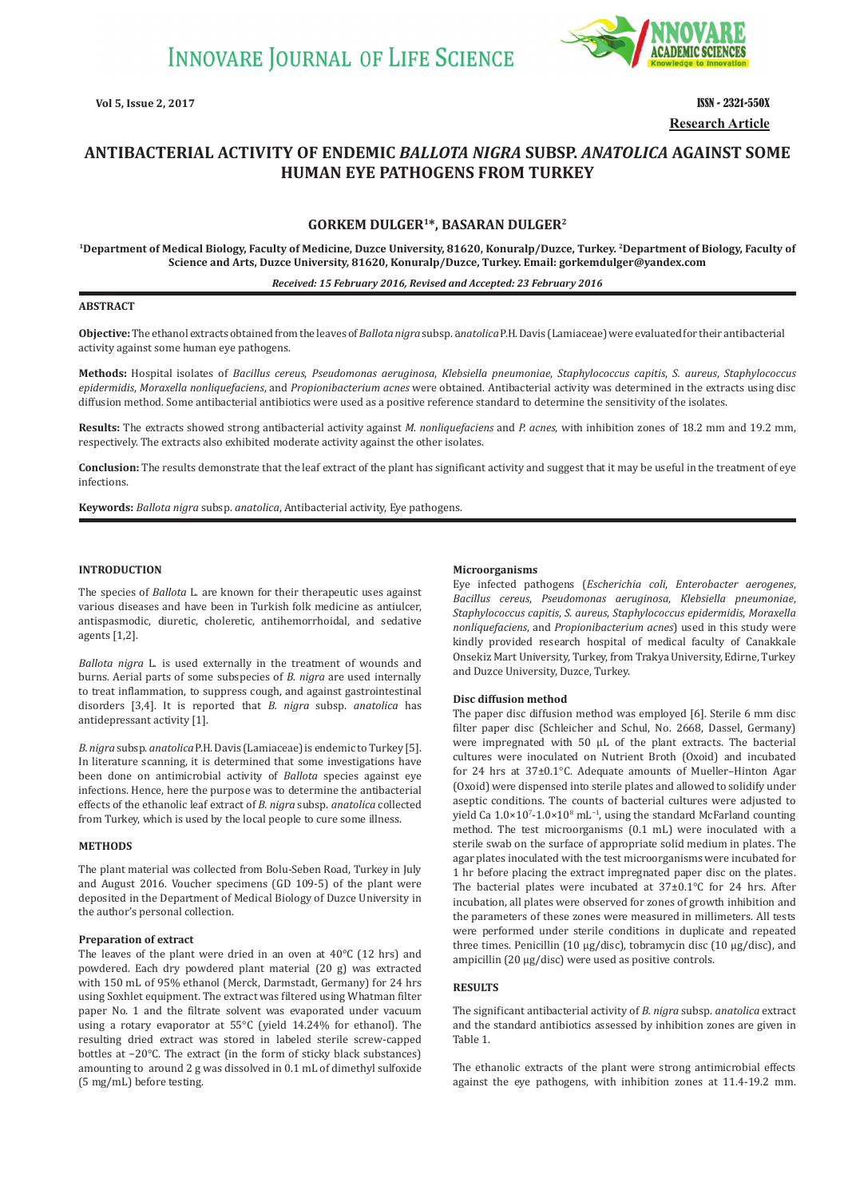**Research Article**

# ANTIBACTERIAL ACTIVITY OF ENDEMIC *BALLOTA NIGRA* SUBSP. *ANATOLICA* AGAINST SOME HUMAN EYE PATHOGENS FROM TURKEY

**GORKEM DULGER[1]*, BASARAN DULGER[2]**

[1]Department of Medical Biology, Faculty of Medicine, Duzce University, 81620, Konuralp/Duzce, Turkey. [2]Department of Biology, Faculty of Science and Arts, Duzce University, 81620, Konuralp/Duzce, Turkey. Email: gorkemdulger@yandex.com

*Received: 15 February 2016, Revised and Accepted: 23 February 2016*

## ABSTRACT

**Objective:** The ethanol extracts obtained from the leaves of *Ballota nigra* subsp. a*natolica* P.H. Davis (Lamiaceae) were evaluated for their antibacterial activity against some human eye pathogens.

**Methods:** Hospital isolates of *Bacillus cereus*, *Pseudomonas aeruginosa*, *Klebsiella pneumoniae*, *Staphylococcus capitis*, *S. aureus*, *Staphylococcus epidermidis*, *Moraxella nonliquefaciens*, and *Propionibacterium acnes* were obtained. Antibacterial activity was determined in the extracts using disc diffusion method. Some antibacterial antibiotics were used as a positive reference standard to determine the sensitivity of the isolates.

**Results:** The extracts showed strong antibacterial activity against *M. nonliquefaciens* and *P. acnes*, with inhibition zones of 18.2 mm and 19.2 mm, respectively. The extracts also exhibited moderate activity against the other isolates.

**Conclusion:** The results demonstrate that the leaf extract of the plant has significant activity and suggest that it may be useful in the treatment of eye infections.

**Keywords:** *Ballota nigra* subsp. *anatolica*, Antibacterial activity, Eye pathogens.

## INTRODUCTION

The species of *Ballota* L. are known for their therapeutic uses against various diseases and have been in Turkish folk medicine as antiulcer, antispasmodic, diuretic, choleretic, antihemorrhoidal, and sedative agents [1,2].

*Ballota nigra* L. is used externally in the treatment of wounds and burns. Aerial parts of some subspecies of *B. nigra* are used internally to treat inflammation, to suppress cough, and against gastrointestinal disorders [3,4]. It is reported that *B. nigra* subsp. *anatolica* has antidepressant activity [1].

*B. nigra* subsp. *anatolica* P.H. Davis (Lamiaceae) is endemic to Turkey [5]. In literature scanning, it is determined that some investigations have been done on antimicrobial activity of *Ballota* species against eye infections. Hence, here the purpose was to determine the antibacterial effects of the ethanolic leaf extract of *B. nigra* subsp. *anatolica* collected from Turkey, which is used by the local people to cure some illness.

## METHODS

The plant material was collected from Bolu-Seben Road, Turkey in July and August 2016. Voucher specimens (GD 109-5) of the plant were deposited in the Department of Medical Biology of Duzce University in the author's personal collection.

### Preparation of extract

The leaves of the plant were dried in an oven at 40°C (12 hrs) and powdered. Each dry powdered plant material (20 g) was extracted with 150 mL of 95% ethanol (Merck, Darmstadt, Germany) for 24 hrs using Soxhlet equipment. The extract was filtered using Whatman filter paper No. 1 and the filtrate solvent was evaporated under vacuum using a rotary evaporator at 55°C (yield 14.24% for ethanol). The resulting dried extract was stored in labeled sterile screw-capped bottles at −20°C. The extract (in the form of sticky black substances) amounting to around 2 g was dissolved in 0.1 mL of dimethyl sulfoxide (5 mg/mL) before testing.

### Microorganisms

Eye infected pathogens (*Escherichia coli*, *Enterobacter aerogenes*, *Bacillus cereus*, *Pseudomonas aeruginosa*, *Klebsiella pneumoniae*, *Staphylococcus capitis*, *S. aureus*, *Staphylococcus epidermidis*, *Moraxella nonliquefaciens*, and *Propionibacterium acnes*) used in this study were kindly provided research hospital of medical faculty of Canakkale Onsekiz Mart University, Turkey, from Trakya University, Edirne, Turkey and Duzce University, Duzce, Turkey.

### Disc diffusion method

The paper disc diffusion method was employed [6]. Sterile 6 mm disc filter paper disc (Schleicher and Schul, No. 2668, Dassel, Germany) were impregnated with 50 µL of the plant extracts. The bacterial cultures were inoculated on Nutrient Broth (Oxoid) and incubated for 24 hrs at 37±0.1°C. Adequate amounts of Mueller–Hinton Agar (Oxoid) were dispensed into sterile plates and allowed to solidify under aseptic conditions. The counts of bacterial cultures were adjusted to yield Ca $1.0\times10^{7}$-$1.0\times10^{8}$ $mL^{-1}$, using the standard McFarland counting method. The test microorganisms (0.1 mL) were inoculated with a sterile swab on the surface of appropriate solid medium in plates. The agar plates inoculated with the test microorganisms were incubated for 1 hr before placing the extract impregnated paper disc on the plates. The bacterial plates were incubated at 37±0.1°C for 24 hrs. After incubation, all plates were observed for zones of growth inhibition and the parameters of these zones were measured in millimeters. All tests were performed under sterile conditions in duplicate and repeated three times. Penicillin (10 µg/disc), tobramycin disc (10 µg/disc), and ampicillin (20 µg/disc) were used as positive controls.

## RESULTS

The significant antibacterial activity of *B. nigra* subsp. *anatolica* extract and the standard antibiotics assessed by inhibition zones are given in Table 1.

The ethanolic extracts of the plant were strong antimicrobial effects against the eye pathogens, with inhibition zones at 11.4-19.2 mm.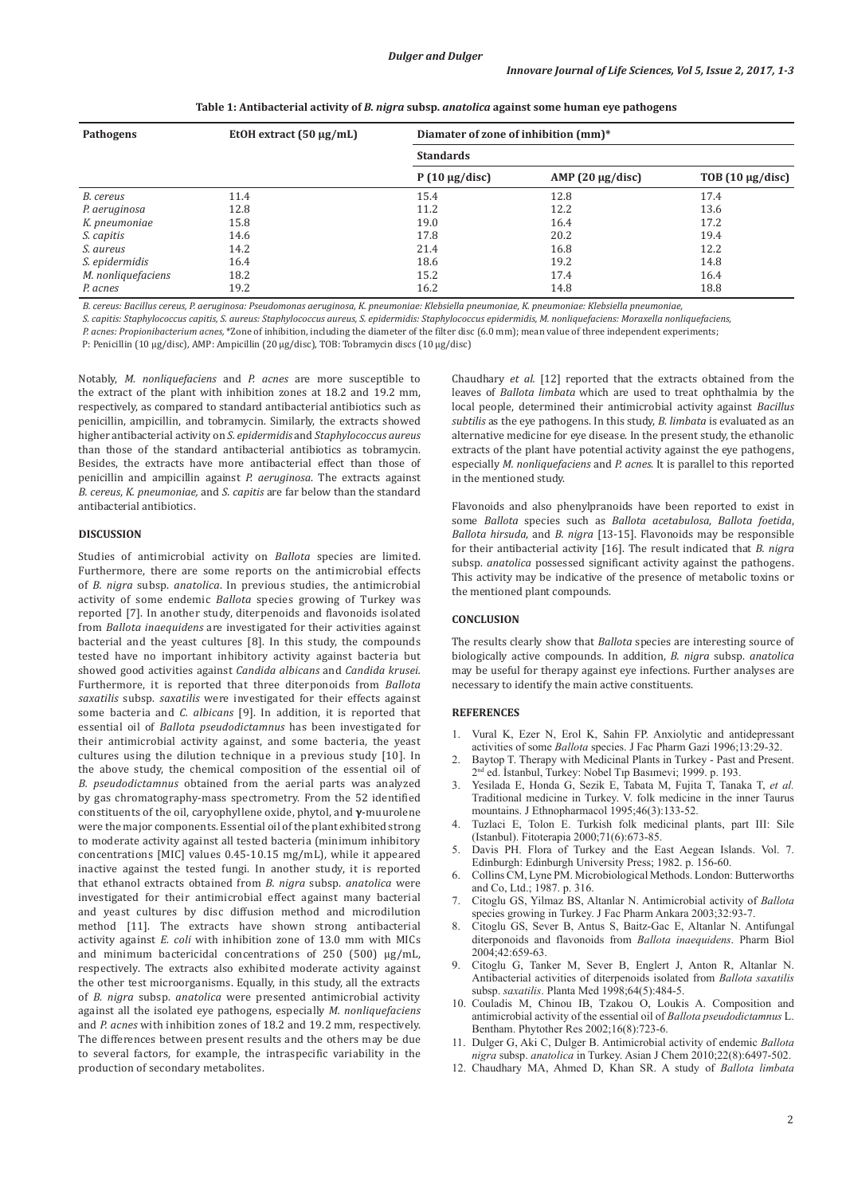**Table 1: Antibacterial activity of *B. nigra* subsp. *anatolica* against some human eye pathogens**

| Pathogens | EtOH extract (50 µg/mL) | Diamater of zone of inhibition (mm)* | | |
|---|---|---|---|---|
| | | Standards | | |
| | | P (10 µg/disc) | AMP (20 µg/disc) | TOB (10 µg/disc) |
| *B. cereus* | 11.4 | 15.4 | 12.8 | 17.4 |
| *P. aeruginosa* | 12.8 | 11.2 | 12.2 | 13.6 |
| *K. pneumoniae* | 15.8 | 19.0 | 16.4 | 17.2 |
| *S. capitis* | 14.6 | 17.8 | 20.2 | 19.4 |
| *S. aureus* | 14.2 | 21.4 | 16.8 | 12.2 |
| *S. epidermidis* | 16.4 | 18.6 | 19.2 | 14.8 |
| *M. nonliquefaciens* | 18.2 | 15.2 | 17.4 | 16.4 |
| *P. acnes* | 19.2 | 16.2 | 14.8 | 18.8 |

*B. cereus: Bacillus cereus, P. aeruginosa: Pseudomonas aeruginosa, K. pneumoniae: Klebsiella pneumoniae, K. pneumoniae: Klebsiella pneumoniae, S. capitis: Staphylococcus capitis, S. aureus: Staphylococcus aureus, S. epidermidis: Staphylococcus epidermidis, M. nonliquefaciens: Moraxella nonliquefaciens, P. acnes: Propionibacterium acnes,* *Zone of inhibition, including the diameter of the filter disc (6.0 mm); mean value of three independent experiments; P: Penicillin (10 µg/disc), AMP: Ampicillin (20 µg/disc), TOB: Tobramycin discs (10 µg/disc)

Notably, *M. nonliquefaciens* and *P. acnes* are more susceptible to the extract of the plant with inhibition zones at 18.2 and 19.2 mm, respectively, as compared to standard antibacterial antibiotics such as penicillin, ampicillin, and tobramycin. Similarly, the extracts showed higher antibacterial activity on *S. epidermidis* and *Staphylococcus aureus* than those of the standard antibacterial antibiotics as tobramycin. Besides, the extracts have more antibacterial effect than those of penicillin and ampicillin against *P. aeruginosa*. The extracts against *B. cereus*, *K. pneumoniae,* and *S. capitis* are far below than the standard antibacterial antibiotics.

## DISCUSSION

Studies of antimicrobial activity on *Ballota* species are limited. Furthermore, there are some reports on the antimicrobial effects of *B. nigra* subsp. *anatolica*. In previous studies, the antimicrobial activity of some endemic *Ballota* species growing of Turkey was reported [7]. In another study, diterpenoids and flavonoids isolated from *Ballota inaequidens* are investigated for their activities against bacterial and the yeast cultures [8]. In this study, the compounds tested have no important inhibitory activity against bacteria but showed good activities against *Candida albicans* and *Candida krusei.* Furthermore, it is reported that three diterponoids from *Ballota saxatilis* subsp. *saxatilis* were investigated for their effects against some bacteria and *C. albicans* [9]. In addition, it is reported that essential oil of *Ballota pseudodictamnus* has been investigated for their antimicrobial activity against, and some bacteria, the yeast cultures using the dilution technique in a previous study [10]. In the above study, the chemical composition of the essential oil of *B. pseudodictamnus* obtained from the aerial parts was analyzed by gas chromatography-mass spectrometry. From the 52 identified constituents of the oil, caryophyllene oxide, phytol, and γ-muurolene were the major components. Essential oil of the plant exhibited strong to moderate activity against all tested bacteria (minimum inhibitory concentrations [MIC] values 0.45-10.15 mg/mL), while it appeared inactive against the tested fungi. In another study, it is reported that ethanol extracts obtained from *B. nigra* subsp. *anatolica* were investigated for their antimicrobial effect against many bacterial and yeast cultures by disc diffusion method and microdilution method [11]. The extracts have shown strong antibacterial activity against *E. coli* with inhibition zone of 13.0 mm with MICs and minimum bactericidal concentrations of 250 (500) µg/mL, respectively. The extracts also exhibited moderate activity against the other test microorganisms. Equally, in this study, all the extracts of *B. nigra* subsp. *anatolica* were presented antimicrobial activity against all the isolated eye pathogens, especially *M. nonliquefaciens* and *P. acnes* with inhibition zones of 18.2 and 19.2 mm, respectively. The differences between present results and the others may be due to several factors, for example, the intraspecific variability in the production of secondary metabolites.

Chaudhary *et al.* [12] reported that the extracts obtained from the leaves of *Ballota limbata* which are used to treat ophthalmia by the local people, determined their antimicrobial activity against *Bacillus subtilis* as the eye pathogens. In this study, *B. limbata* is evaluated as an alternative medicine for eye disease. In the present study, the ethanolic extracts of the plant have potential activity against the eye pathogens, especially *M. nonliquefaciens* and *P. acnes*. It is parallel to this reported in the mentioned study.

Flavonoids and also phenylpranoids have been reported to exist in some *Ballota* species such as *Ballota acetabulosa*, *Ballota foetida*, *Ballota hirsuda*, and *B. nigra* [13-15]. Flavonoids may be responsible for their antibacterial activity [16]. The result indicated that *B. nigra* subsp. *anatolica* possessed significant activity against the pathogens. This activity may be indicative of the presence of metabolic toxins or the mentioned plant compounds.

## CONCLUSION

The results clearly show that *Ballota* species are interesting source of biologically active compounds. In addition, *B. nigra* subsp. *anatolica* may be useful for therapy against eye infections. Further analyses are necessary to identify the main active constituents.

## REFERENCES

1. Vural K, Ezer N, Erol K, Sahin FP. Anxiolytic and antidepressant activities of some *Ballota* species. J Fac Pharm Gazi 1996;13:29-32.
2. Baytop T. Therapy with Medicinal Plants in Turkey - Past and Present. 2nd ed. İstanbul, Turkey: Nobel Tıp Basımevi; 1999. p. 193.
3. Yesilada E, Honda G, Sezik E, Tabata M, Fujita T, Tanaka T, *et al.* Traditional medicine in Turkey. V. folk medicine in the inner Taurus mountains. J Ethnopharmacol 1995;46(3):133-52.
4. Tuzlaci E, Tolon E. Turkish folk medicinal plants, part III: Sile (Istanbul). Fitoterapia 2000;71(6):673-85.
5. Davis PH. Flora of Turkey and the East Aegean Islands. Vol. 7. Edinburgh: Edinburgh University Press; 1982. p. 156-60.
6. Collins CM, Lyne PM. Microbiological Methods. London: Butterworths and Co, Ltd.; 1987. p. 316.
7. Citoglu GS, Yilmaz BS, Altanlar N. Antimicrobial activity of *Ballota* species growing in Turkey. J Fac Pharm Ankara 2003;32:93-7.
8. Citoglu GS, Sever B, Antus S, Baitz-Gac E, Altanlar N. Antifungal diterponoids and flavonoids from *Ballota inaequidens*. Pharm Biol 2004;42:659-63.
9. Citoglu G, Tanker M, Sever B, Englert J, Anton R, Altanlar N. Antibacterial activities of diterpenoids isolated from *Ballota saxatilis* subsp. *saxatilis*. Planta Med 1998;64(5):484-5.
10. Couladis M, Chinou IB, Tzakou O, Loukis A. Composition and antimicrobial activity of the essential oil of *Ballota pseudodictamnus* L. Bentham. Phytother Res 2002;16(8):723-6.
11. Dulger G, Aki C, Dulger B. Antimicrobial activity of endemic *Ballota nigra* subsp. *anatolica* in Turkey. Asian J Chem 2010;22(8):6497-502.
12. Chaudhary MA, Ahmed D, Khan SR. A study of *Ballota limbata*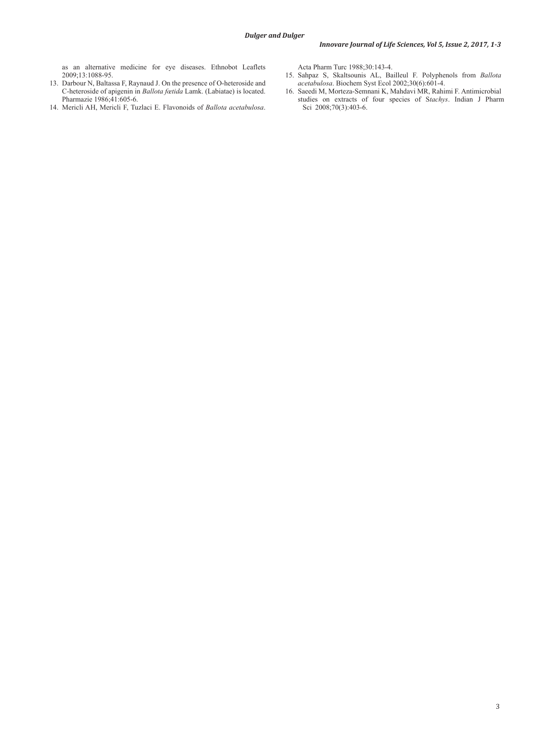as an alternative medicine for eye diseases. Ethnobot Leaflets 2009;13:1088-95.

13. Darbour N, Baltassa F, Raynaud J. On the presence of O-heteroside and C-heteroside of apigenin in *Ballota fœtida* Lamk. (Labiatae) is located. Pharmazie 1986;41:605-6.
14. Mericli AH, Mericli F, Tuzlaci E. Flavonoids of *Ballota acetabulosa*. Acta Pharm Turc 1988;30:143-4.
15. Sahpaz S, Skaltsounis AL, Bailleul F. Polyphenols from *Ballota acetabulosa*. Biochem Syst Ecol 2002;30(6):601-4.
16. Saeedi M, Morteza-Semnani K, Mahdavi MR, Rahimi F. Antimicrobial studies on extracts of four species of S*tachys*. Indian J Pharm Sci 2008;70(3):403-6.